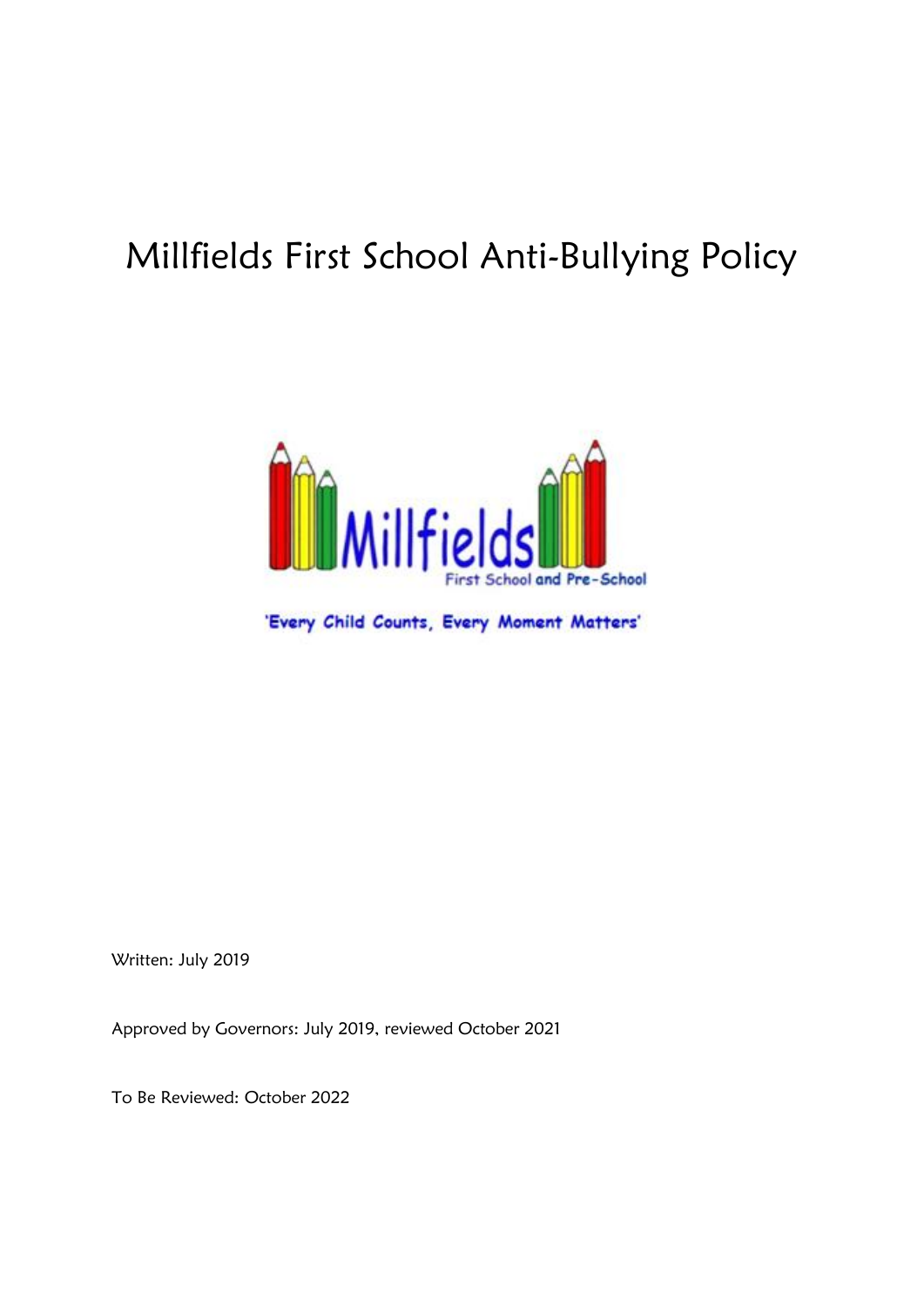# Millfields First School Anti-Bullying Policy

Millfields

First School and Pre-School

'Every Child Counts, Every Moment Matters'

Written: July 2019

Approved by Governors: July 2019, reviewed October 2021

To Be Reviewed: October 2022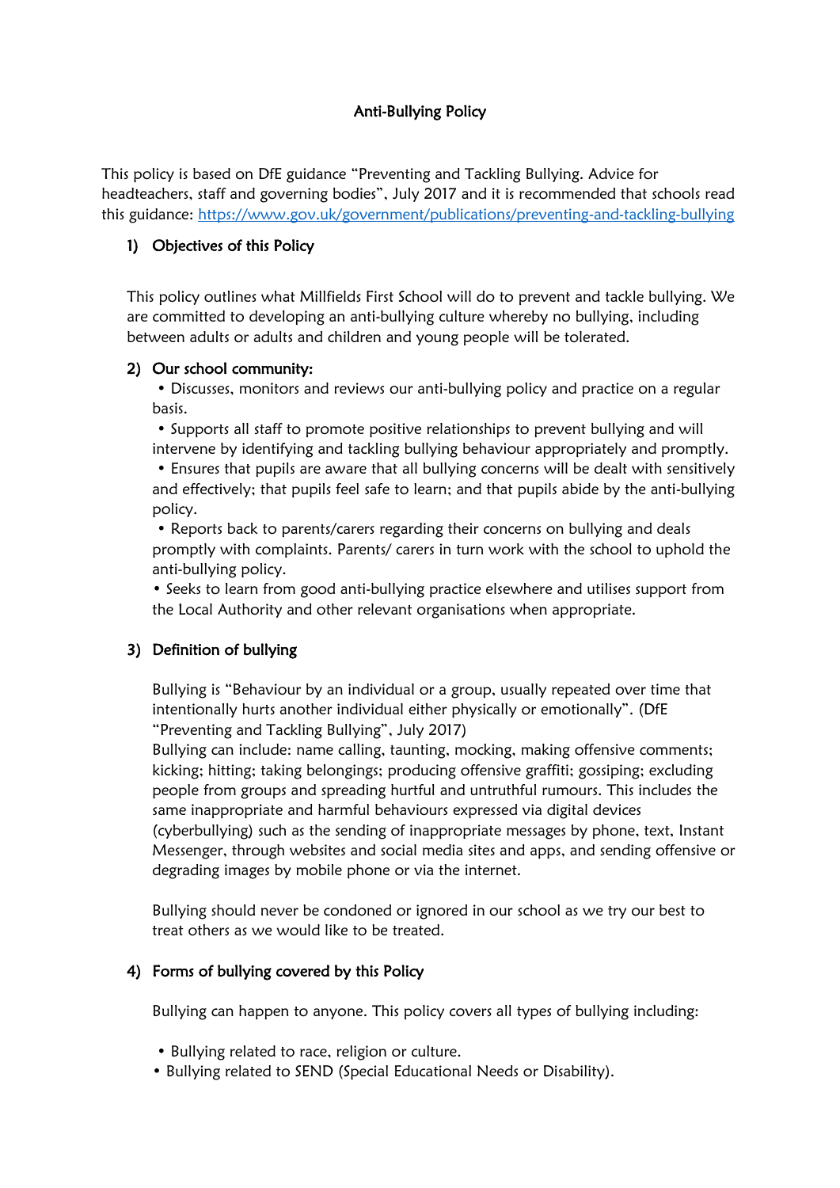# Anti-Bullying Policy

This policy is based on DfE guidance "Preventing and Tackling Bullying. Advice for headteachers, staff and governing bodies", July 2017 and it is recommended that schools read this guidance: https://www.gov.uk/government/publications/preventing-and-tackling-bullying

## 1) Objectives of this Policy

This policy outlines what Millfields First School will do to prevent and tackle bullying. We are committed to developing an anti-bullying culture whereby no bullying, including between adults or adults and children and young people will be tolerated.

## 2) Our school community:

- Discusses, monitors and reviews our anti-bullying policy and practice on a regular basis.
- Supports all staff to promote positive relationships to prevent bullying and will intervene by identifying and tackling bullying behaviour appropriately and promptly.
- Ensures that pupils are aware that all bullying concerns will be dealt with sensitively and effectively; that pupils feel safe to learn; and that pupils abide by the anti-bullying policy.
- Reports back to parents/carers regarding their concerns on bullying and deals promptly with complaints. Parents/ carers in turn work with the school to uphold the anti-bullying policy.
- Seeks to learn from good anti-bullying practice elsewhere and utilises support from the Local Authority and other relevant organisations when appropriate.

## 3) Definition of bullying

Bullying is "Behaviour by an individual or a group, usually repeated over time that intentionally hurts another individual either physically or emotionally". (DfE "Preventing and Tackling Bullying", July 2017)

Bullying can include: name calling, taunting, mocking, making offensive comments; kicking; hitting; taking belongings; producing offensive graffiti; gossiping; excluding people from groups and spreading hurtful and untruthful rumours. This includes the same inappropriate and harmful behaviours expressed via digital devices (cyberbullying) such as the sending of inappropriate messages by phone, text, Instant Messenger, through websites and social media sites and apps, and sending offensive or degrading images by mobile phone or via the internet.

Bullying should never be condoned or ignored in our school as we try our best to treat others as we would like to be treated.

## 4) Forms of bullying covered by this Policy

Bullying can happen to anyone. This policy covers all types of bullying including:

- Bullying related to race, religion or culture.
- Bullying related to SEND (Special Educational Needs or Disability).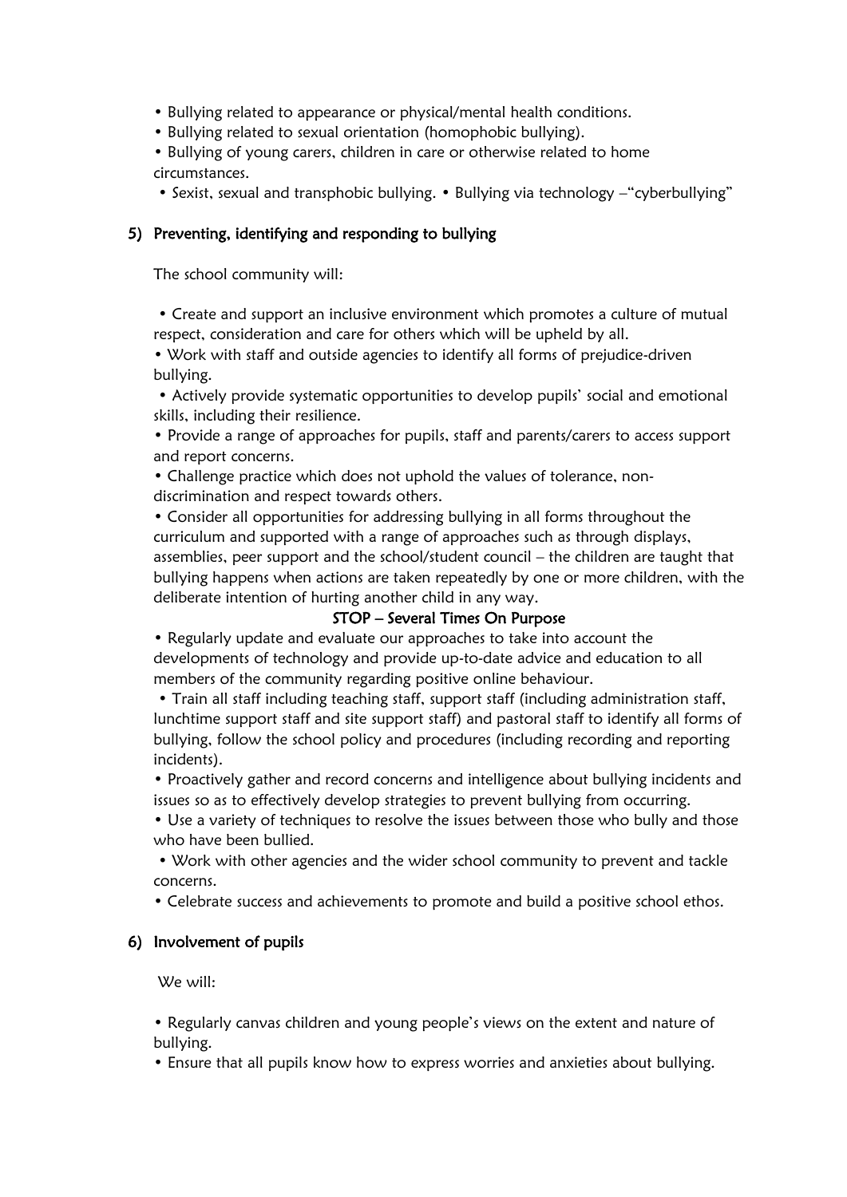- Bullying related to appearance or physical/mental health conditions.
- Bullying related to sexual orientation (homophobic bullying).
- Bullying of young carers, children in care or otherwise related to home circumstances.
- Sexist, sexual and transphobic bullying. • Bullying via technology –"cyberbullying"

## 5) Preventing, identifying and responding to bullying

The school community will:

- Create and support an inclusive environment which promotes a culture of mutual respect, consideration and care for others which will be upheld by all.
- Work with staff and outside agencies to identify all forms of prejudice-driven bullying.
- Actively provide systematic opportunities to develop pupils' social and emotional skills, including their resilience.
- Provide a range of approaches for pupils, staff and parents/carers to access support and report concerns.
- Challenge practice which does not uphold the values of tolerance, non-discrimination and respect towards others.
- Consider all opportunities for addressing bullying in all forms throughout the curriculum and supported with a range of approaches such as through displays, assemblies, peer support and the school/student council – the children are taught that bullying happens when actions are taken repeatedly by one or more children, with the deliberate intention of hurting another child in any way.

  **STOP – Several Times On Purpose**

- Regularly update and evaluate our approaches to take into account the developments of technology and provide up-to-date advice and education to all members of the community regarding positive online behaviour.
- Train all staff including teaching staff, support staff (including administration staff, lunchtime support staff and site support staff) and pastoral staff to identify all forms of bullying, follow the school policy and procedures (including recording and reporting incidents).
- Proactively gather and record concerns and intelligence about bullying incidents and issues so as to effectively develop strategies to prevent bullying from occurring.
- Use a variety of techniques to resolve the issues between those who bully and those who have been bullied.
- Work with other agencies and the wider school community to prevent and tackle concerns.
- Celebrate success and achievements to promote and build a positive school ethos.

## 6) Involvement of pupils

We will:

- Regularly canvas children and young people's views on the extent and nature of bullying.
- Ensure that all pupils know how to express worries and anxieties about bullying.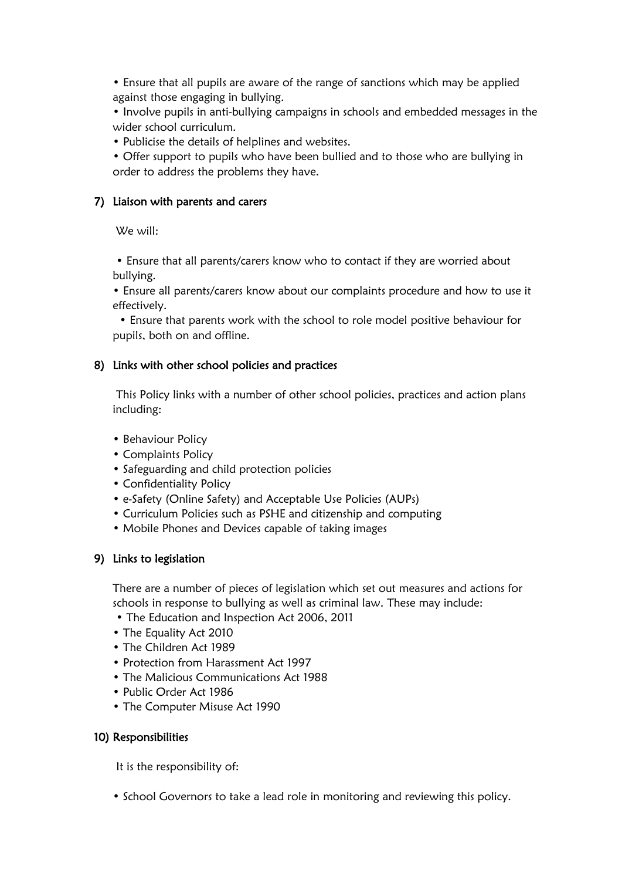- Ensure that all pupils are aware of the range of sanctions which may be applied against those engaging in bullying.
- Involve pupils in anti-bullying campaigns in schools and embedded messages in the wider school curriculum.
- Publicise the details of helplines and websites.
- Offer support to pupils who have been bullied and to those who are bullying in order to address the problems they have.

## 7) Liaison with parents and carers

We will:

- Ensure that all parents/carers know who to contact if they are worried about bullying.
- Ensure all parents/carers know about our complaints procedure and how to use it effectively.
- Ensure that parents work with the school to role model positive behaviour for pupils, both on and offline.

## 8) Links with other school policies and practices

This Policy links with a number of other school policies, practices and action plans including:

- Behaviour Policy
- Complaints Policy
- Safeguarding and child protection policies
- Confidentiality Policy
- e-Safety (Online Safety) and Acceptable Use Policies (AUPs)
- Curriculum Policies such as PSHE and citizenship and computing
- Mobile Phones and Devices capable of taking images

## 9) Links to legislation

There are a number of pieces of legislation which set out measures and actions for schools in response to bullying as well as criminal law. These may include:

- The Education and Inspection Act 2006, 2011
- The Equality Act 2010
- The Children Act 1989
- Protection from Harassment Act 1997
- The Malicious Communications Act 1988
- Public Order Act 1986
- The Computer Misuse Act 1990

## 10) Responsibilities

It is the responsibility of:

- School Governors to take a lead role in monitoring and reviewing this policy.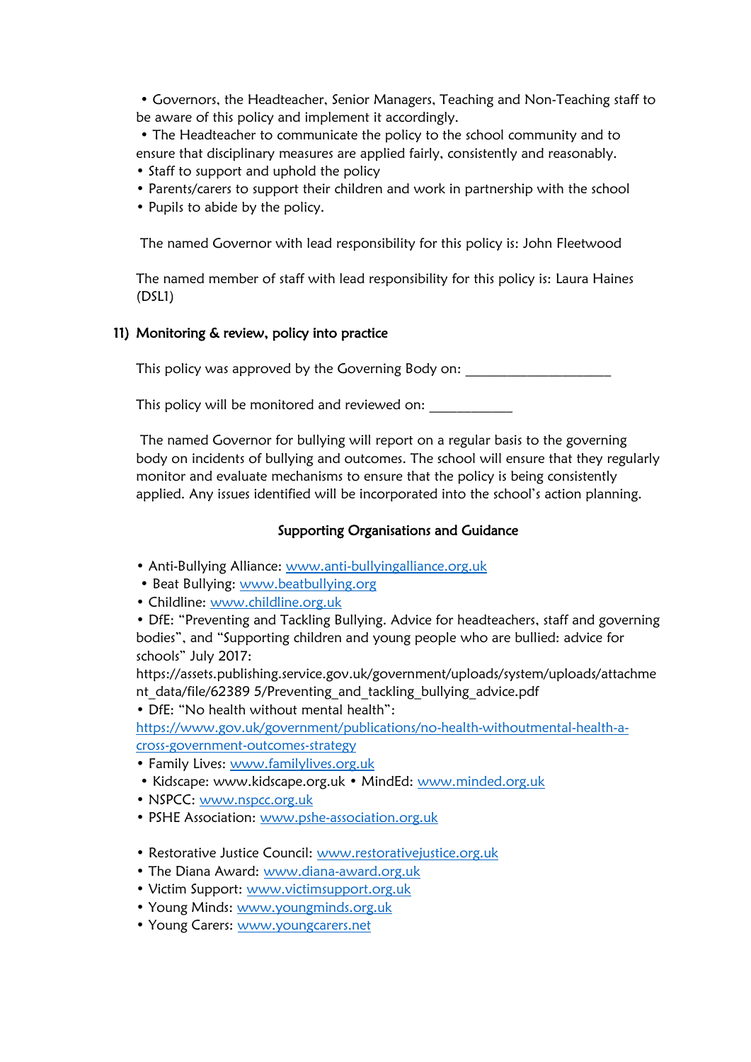- Governors, the Headteacher, Senior Managers, Teaching and Non-Teaching staff to be aware of this policy and implement it accordingly.
- The Headteacher to communicate the policy to the school community and to ensure that disciplinary measures are applied fairly, consistently and reasonably.
- Staff to support and uphold the policy
- Parents/carers to support their children and work in partnership with the school
- Pupils to abide by the policy.

The named Governor with lead responsibility for this policy is: John Fleetwood

The named member of staff with lead responsibility for this policy is: Laura Haines (DSL1)

### 11) Monitoring & review, policy into practice

This policy was approved by the Governing Body on: ____________________

This policy will be monitored and reviewed on: ___________

The named Governor for bullying will report on a regular basis to the governing body on incidents of bullying and outcomes. The school will ensure that they regularly monitor and evaluate mechanisms to ensure that the policy is being consistently applied. Any issues identified will be incorporated into the school's action planning.

### Supporting Organisations and Guidance

- Anti-Bullying Alliance: www.anti-bullyingalliance.org.uk
- Beat Bullying: www.beatbullying.org
- Childline: www.childline.org.uk
- DfE: "Preventing and Tackling Bullying. Advice for headteachers, staff and governing bodies", and "Supporting children and young people who are bullied: advice for schools" July 2017: https://assets.publishing.service.gov.uk/government/uploads/system/uploads/attachment_data/file/62389 5/Preventing_and_tackling_bullying_advice.pdf
- DfE: "No health without mental health": https://www.gov.uk/government/publications/no-health-withoutmental-health-a-cross-government-outcomes-strategy
- Family Lives: www.familylives.org.uk
- Kidscape: www.kidscape.org.uk • MindEd: www.minded.org.uk
- NSPCC: www.nspcc.org.uk
- PSHE Association: www.pshe-association.org.uk

- Restorative Justice Council: www.restorativejustice.org.uk
- The Diana Award: www.diana-award.org.uk
- Victim Support: www.victimsupport.org.uk
- Young Minds: www.youngminds.org.uk
- Young Carers: www.youngcarers.net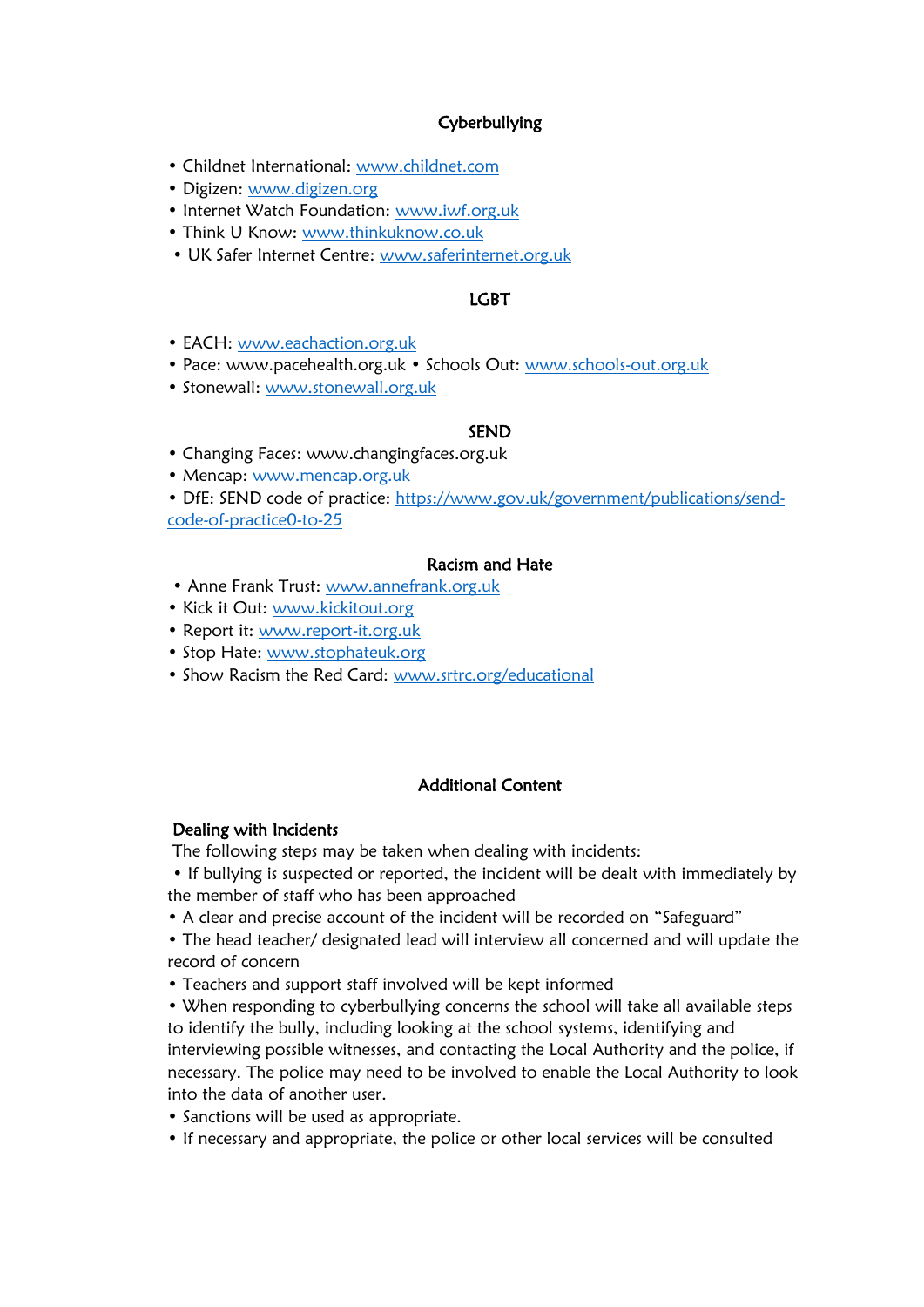### Cyberbullying

- Childnet International: www.childnet.com
- Digizen: www.digizen.org
- Internet Watch Foundation: www.iwf.org.uk
- Think U Know: www.thinkuknow.co.uk
- UK Safer Internet Centre: www.saferinternet.org.uk

### LGBT

- EACH: www.eachaction.org.uk
- Pace: www.pacehealth.org.uk • Schools Out: www.schools-out.org.uk
- Stonewall: www.stonewall.org.uk

### SEND

- Changing Faces: www.changingfaces.org.uk
- Mencap: www.mencap.org.uk
- DfE: SEND code of practice: https://www.gov.uk/government/publications/send-code-of-practice0-to-25

### Racism and Hate

- Anne Frank Trust: www.annefrank.org.uk
- Kick it Out: www.kickitout.org
- Report it: www.report-it.org.uk
- Stop Hate: www.stophateuk.org
- Show Racism the Red Card: www.srtrc.org/educational

## Additional Content

### Dealing with Incidents

The following steps may be taken when dealing with incidents:

- If bullying is suspected or reported, the incident will be dealt with immediately by the member of staff who has been approached
- A clear and precise account of the incident will be recorded on "Safeguard"
- The head teacher/ designated lead will interview all concerned and will update the record of concern
- Teachers and support staff involved will be kept informed
- When responding to cyberbullying concerns the school will take all available steps to identify the bully, including looking at the school systems, identifying and interviewing possible witnesses, and contacting the Local Authority and the police, if necessary. The police may need to be involved to enable the Local Authority to look into the data of another user.
- Sanctions will be used as appropriate.
- If necessary and appropriate, the police or other local services will be consulted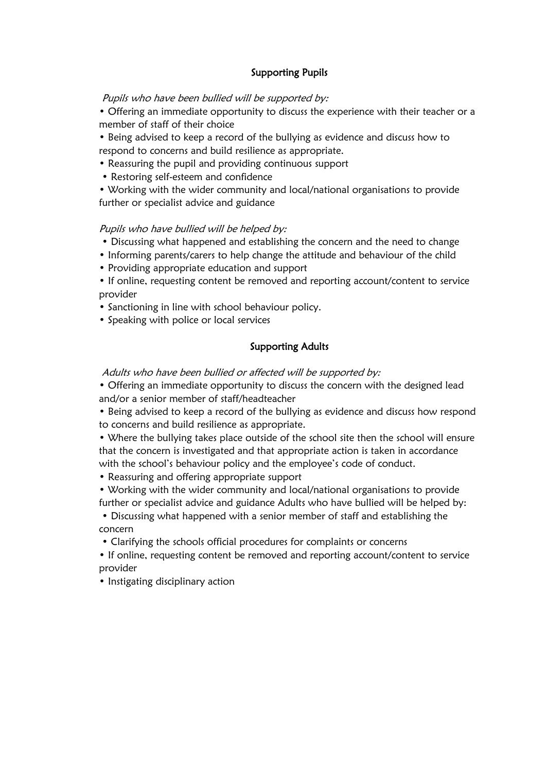## Supporting Pupils

*Pupils who have been bullied will be supported by:*

- Offering an immediate opportunity to discuss the experience with their teacher or a member of staff of their choice
- Being advised to keep a record of the bullying as evidence and discuss how to respond to concerns and build resilience as appropriate.
- Reassuring the pupil and providing continuous support
- Restoring self-esteem and confidence
- Working with the wider community and local/national organisations to provide further or specialist advice and guidance

*Pupils who have bullied will be helped by:*

- Discussing what happened and establishing the concern and the need to change
- Informing parents/carers to help change the attitude and behaviour of the child
- Providing appropriate education and support
- If online, requesting content be removed and reporting account/content to service provider
- Sanctioning in line with school behaviour policy.
- Speaking with police or local services

## Supporting Adults

*Adults who have been bullied or affected will be supported by:*

- Offering an immediate opportunity to discuss the concern with the designed lead and/or a senior member of staff/headteacher
- Being advised to keep a record of the bullying as evidence and discuss how respond to concerns and build resilience as appropriate.
- Where the bullying takes place outside of the school site then the school will ensure that the concern is investigated and that appropriate action is taken in accordance with the school's behaviour policy and the employee's code of conduct.
- Reassuring and offering appropriate support
- Working with the wider community and local/national organisations to provide further or specialist advice and guidance Adults who have bullied will be helped by:
- Discussing what happened with a senior member of staff and establishing the concern
- Clarifying the schools official procedures for complaints or concerns
- If online, requesting content be removed and reporting account/content to service provider
- Instigating disciplinary action